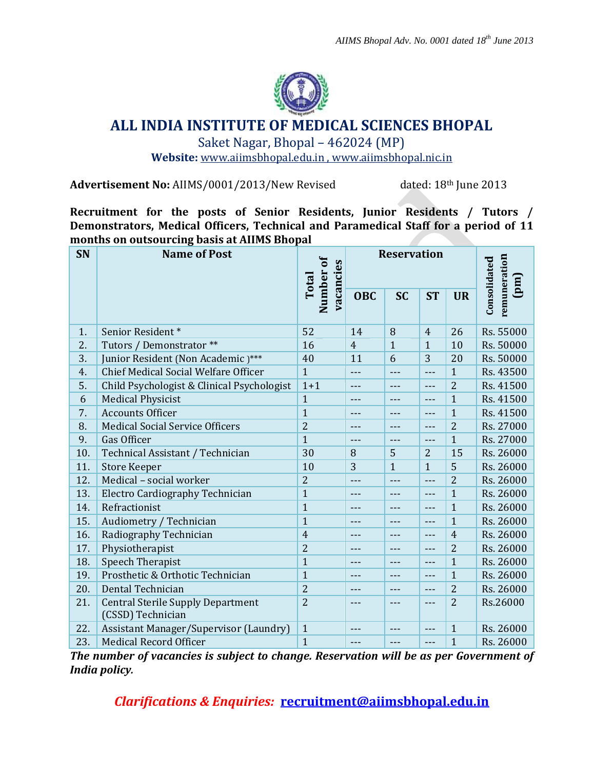*AIIMS Bhopal Adv. No. 0001 dated 18th June 2013*

# ALL INDIA INSTITUTE OF MEDICAL SCIENCES BHOPAL

Saket Nagar, Bhopal – 462024 (MP)

**Website:** www.aiimsbhopal.edu.in , www.aiimsbhopal.nic.in

**Advertisement No:** AIIMS/0001/2013/New Revised dated: 18th June 2013

**Recruitment for the posts of Senior Residents, Junior Residents / Tutors / Demonstrators, Medical Officers, Technical and Paramedical Staff for a period of 11 months on outsourcing basis at AIIMS Bhopal**

| SN | Name of Post | Total Number of vacancies | Reservation | | | | Consolidated remuneration (pm) |
|---|---|---|---|---|---|---|---|
| | | | OBC | SC | ST | UR | |
| 1. | Senior Resident * | 52 | 14 | 8 | 4 | 26 | Rs. 55000 |
| 2. | Tutors / Demonstrator ** | 16 | 4 | 1 | 1 | 10 | Rs. 50000 |
| 3. | Junior Resident (Non Academic )*** | 40 | 11 | 6 | 3 | 20 | Rs. 50000 |
| 4. | Chief Medical Social Welfare Officer | 1 | --- | --- | --- | 1 | Rs. 43500 |
| 5. | Child Psychologist & Clinical Psychologist | 1+1 | --- | --- | --- | 2 | Rs. 41500 |
| 6 | Medical Physicist | 1 | --- | --- | --- | 1 | Rs. 41500 |
| 7. | Accounts Officer | 1 | --- | --- | --- | 1 | Rs. 41500 |
| 8. | Medical Social Service Officers | 2 | --- | --- | --- | 2 | Rs. 27000 |
| 9. | Gas Officer | 1 | --- | --- | --- | 1 | Rs. 27000 |
| 10. | Technical Assistant / Technician | 30 | 8 | 5 | 2 | 15 | Rs. 26000 |
| 11. | Store Keeper | 10 | 3 | 1 | 1 | 5 | Rs. 26000 |
| 12. | Medical – social worker | 2 | --- | --- | --- | 2 | Rs. 26000 |
| 13. | Electro Cardiography Technician | 1 | --- | --- | --- | 1 | Rs. 26000 |
| 14. | Refractionist | 1 | --- | --- | --- | 1 | Rs. 26000 |
| 15. | Audiometry / Technician | 1 | --- | --- | --- | 1 | Rs. 26000 |
| 16. | Radiography Technician | 4 | --- | --- | --- | 4 | Rs. 26000 |
| 17. | Physiotherapist | 2 | --- | --- | --- | 2 | Rs. 26000 |
| 18. | Speech Therapist | 1 | --- | --- | --- | 1 | Rs. 26000 |
| 19. | Prosthetic & Orthotic Technician | 1 | --- | --- | --- | 1 | Rs. 26000 |
| 20. | Dental Technician | 2 | --- | --- | --- | 2 | Rs. 26000 |
| 21. | Central Sterile Supply Department (CSSD) Technician | 2 | --- | --- | --- | 2 | Rs.26000 |
| 22. | Assistant Manager/Supervisor (Laundry) | 1 | --- | --- | --- | 1 | Rs. 26000 |
| 23. | Medical Record Officer | 1 | --- | --- | --- | 1 | Rs. 26000 |

***The number of vacancies is subject to change. Reservation will be as per Government of India policy.***

***Clarifications & Enquiries:*** **recruitment@aiimsbhopal.edu.in**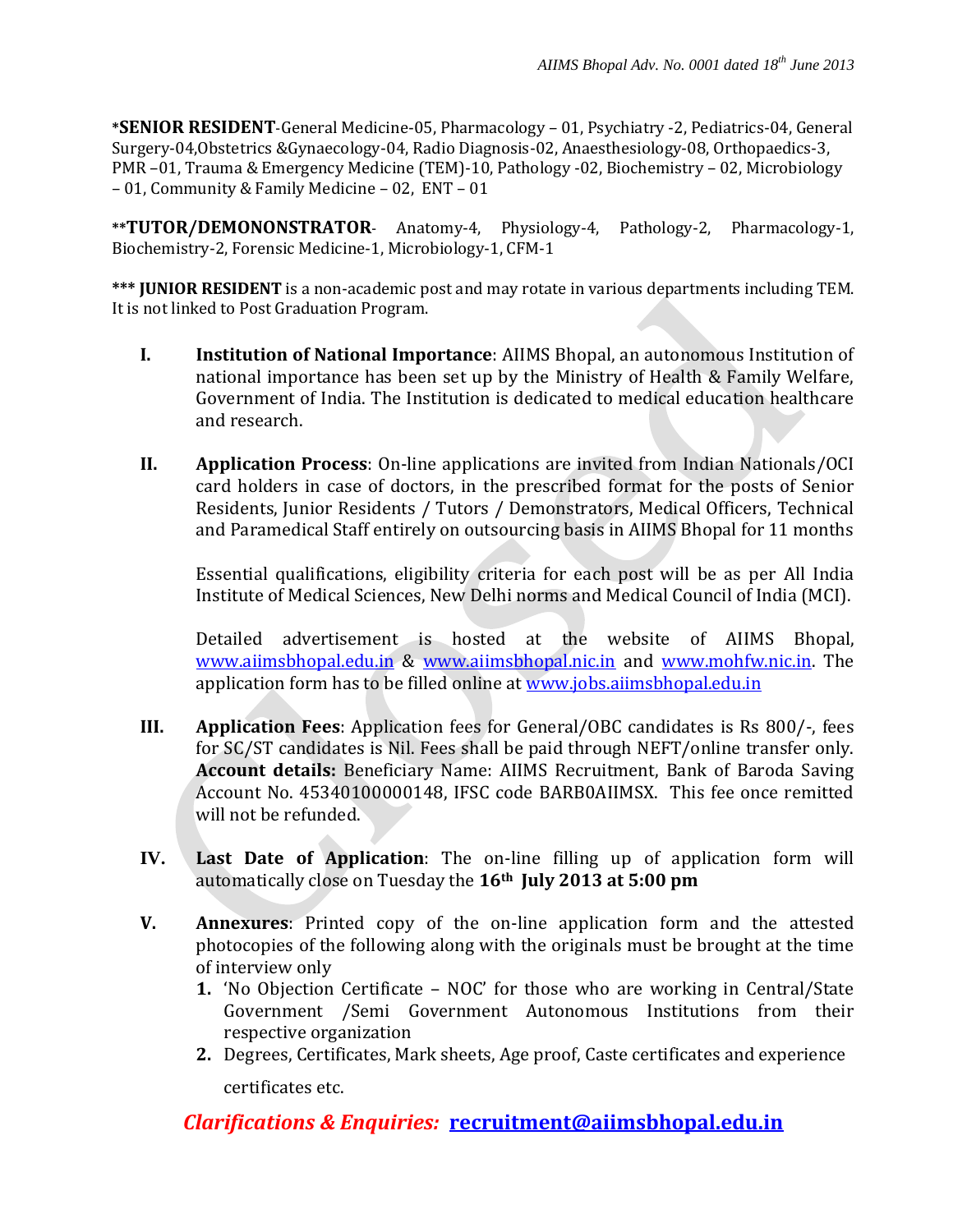***SENIOR RESIDENT**-General Medicine-05, Pharmacology – 01, Psychiatry -2, Pediatrics-04, General Surgery-04,Obstetrics &Gynaecology-04, Radio Diagnosis-02, Anaesthesiology-08, Orthopaedics-3, PMR –01, Trauma & Emergency Medicine (TEM)-10, Pathology -02, Biochemistry – 02, Microbiology – 01, Community & Family Medicine – 02, ENT – 01

****TUTOR/DEMONONSTRATOR**- Anatomy-4, Physiology-4, Pathology-2, Pharmacology-1, Biochemistry-2, Forensic Medicine-1, Microbiology-1, CFM-1

***** JUNIOR RESIDENT** is a non-academic post and may rotate in various departments including TEM. It is not linked to Post Graduation Program.

I. **Institution of National Importance**: AIIMS Bhopal, an autonomous Institution of national importance has been set up by the Ministry of Health & Family Welfare, Government of India. The Institution is dedicated to medical education healthcare and research.

II. **Application Process**: On-line applications are invited from Indian Nationals/OCI card holders in case of doctors, in the prescribed format for the posts of Senior Residents, Junior Residents / Tutors / Demonstrators, Medical Officers, Technical and Paramedical Staff entirely on outsourcing basis in AIIMS Bhopal for 11 months

   Essential qualifications, eligibility criteria for each post will be as per All India Institute of Medical Sciences, New Delhi norms and Medical Council of India (MCI).

   Detailed advertisement is hosted at the website of AIIMS Bhopal, www.aiimsbhopal.edu.in & www.aiimsbhopal.nic.in and www.mohfw.nic.in. The application form has to be filled online at www.jobs.aiimsbhopal.edu.in

III. **Application Fees**: Application fees for General/OBC candidates is Rs 800/-, fees for SC/ST candidates is Nil. Fees shall be paid through NEFT/online transfer only. **Account details:** Beneficiary Name: AIIMS Recruitment, Bank of Baroda Saving Account No. 45340100000148, IFSC code BARB0AIIMSX. This fee once remitted will not be refunded.

IV. **Last Date of Application**: The on-line filling up of application form will automatically close on Tuesday the **16th July 2013 at 5:00 pm**

V. **Annexures**: Printed copy of the on-line application form and the attested photocopies of the following along with the originals must be brought at the time of interview only
   1. 'No Objection Certificate – NOC' for those who are working in Central/State Government /Semi Government Autonomous Institutions from their respective organization
   2. Degrees, Certificates, Mark sheets, Age proof, Caste certificates and experience certificates etc.

***Clarifications & Enquiries:*** **recruitment@aiimsbhopal.edu.in**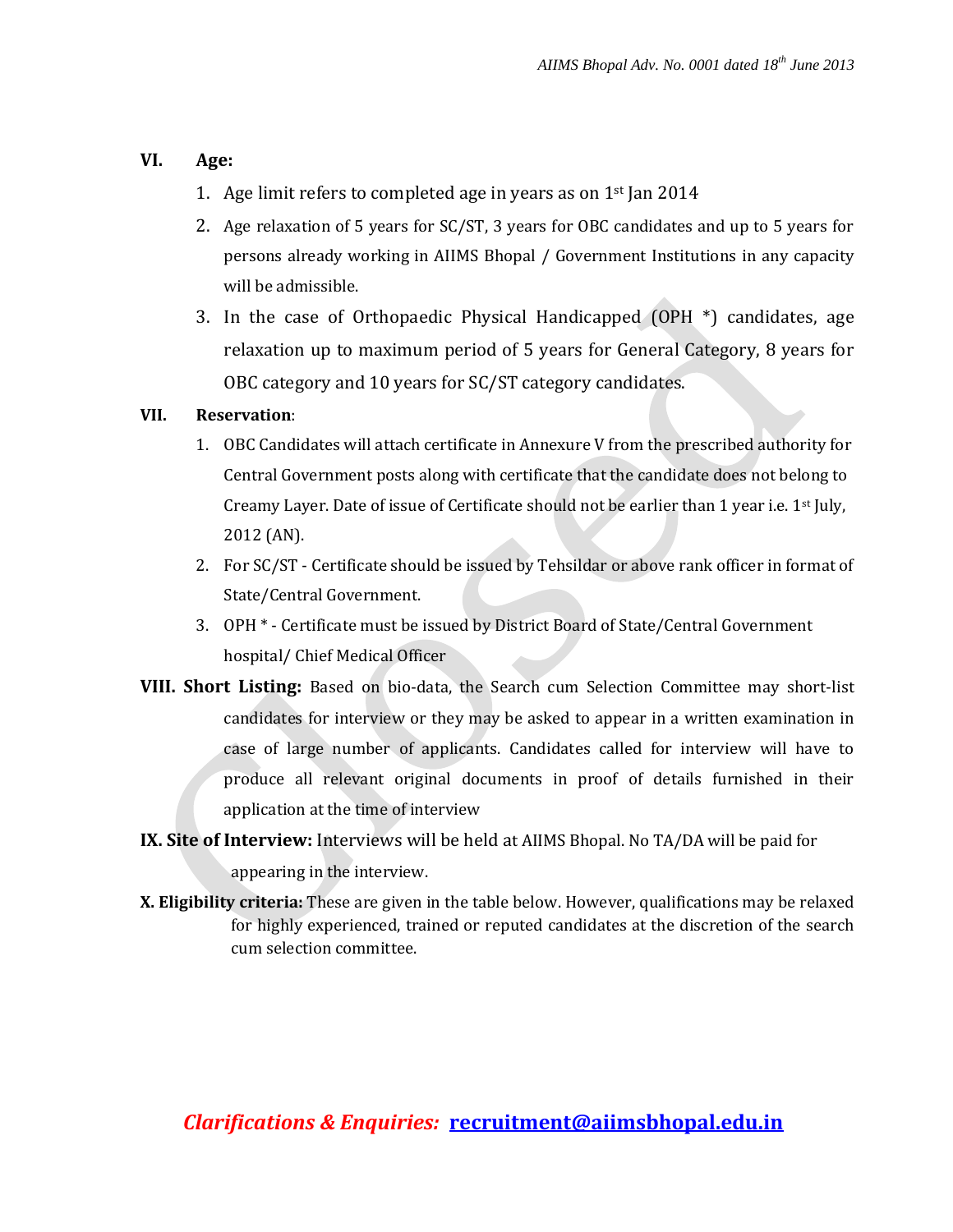## VI. Age:

1. Age limit refers to completed age in years as on 1st Jan 2014
2. Age relaxation of 5 years for SC/ST, 3 years for OBC candidates and up to 5 years for persons already working in AIIMS Bhopal / Government Institutions in any capacity will be admissible.
3. In the case of Orthopaedic Physical Handicapped (OPH *) candidates, age relaxation up to maximum period of 5 years for General Category, 8 years for OBC category and 10 years for SC/ST category candidates.

## VII. Reservation:

1. OBC Candidates will attach certificate in Annexure V from the prescribed authority for Central Government posts along with certificate that the candidate does not belong to Creamy Layer. Date of issue of Certificate should not be earlier than 1 year i.e. 1st July, 2012 (AN).
2. For SC/ST - Certificate should be issued by Tehsildar or above rank officer in format of State/Central Government.
3. OPH * - Certificate must be issued by District Board of State/Central Government hospital/ Chief Medical Officer

**VIII. Short Listing:** Based on bio-data, the Search cum Selection Committee may short-list candidates for interview or they may be asked to appear in a written examination in case of large number of applicants. Candidates called for interview will have to produce all relevant original documents in proof of details furnished in their application at the time of interview

**IX. Site of Interview:** Interviews will be held at AIIMS Bhopal. No TA/DA will be paid for appearing in the interview.

**X. Eligibility criteria:** These are given in the table below. However, qualifications may be relaxed for highly experienced, trained or reputed candidates at the discretion of the search cum selection committee.

***Clarifications & Enquiries:*** **recruitment@aiimsbhopal.edu.in**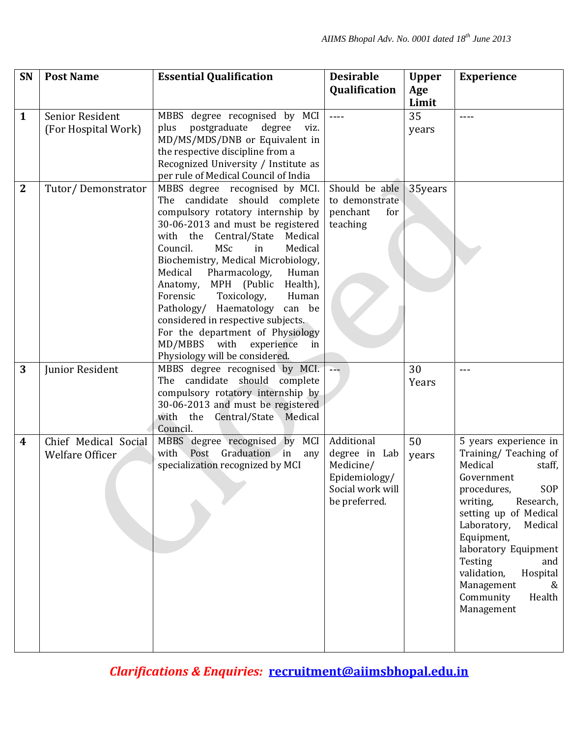| SN | Post Name | Essential Qualification | Desirable Qualification | Upper Age Limit | Experience |
|---|---|---|---|---|---|
| 1 | Senior Resident (For Hospital Work) | MBBS degree recognised by MCI plus postgraduate degree viz. MD/MS/MDS/DNB or Equivalent in the respective discipline from a Recognized University / Institute as per rule of Medical Council of India | ---- | 35 years | ---- |
| 2 | Tutor/ Demonstrator | MBBS degree recognised by MCI. The candidate should complete compulsory rotatory internship by 30-06-2013 and must be registered with the Central/State Medical Council. MSc in Medical Biochemistry, Medical Microbiology, Medical Pharmacology, Human Anatomy, MPH (Public Health), Forensic Toxicology, Human Pathology/ Haematology can be considered in respective subjects. For the department of Physiology MD/MBBS with experience in Physiology will be considered. | Should be able to demonstrate penchant for teaching | 35years | |
| 3 | Junior Resident | MBBS degree recognised by MCI. The candidate should complete compulsory rotatory internship by 30-06-2013 and must be registered with the Central/State Medical Council. | --- | 30 Years | --- |
| 4 | Chief Medical Social Welfare Officer | MBBS degree recognised by MCI with Post Graduation in any specialization recognized by MCI | Additional degree in Lab Medicine/ Epidemiology/ Social work will be preferred. | 50 years | 5 years experience in Training/ Teaching of Medical staff, Government procedures, SOP writing, Research, setting up of Medical Laboratory, Medical Equipment, laboratory Equipment Testing and validation, Hospital Management & Community Health Management |

***Clarifications & Enquiries:*** **recruitment@aiimsbhopal.edu.in**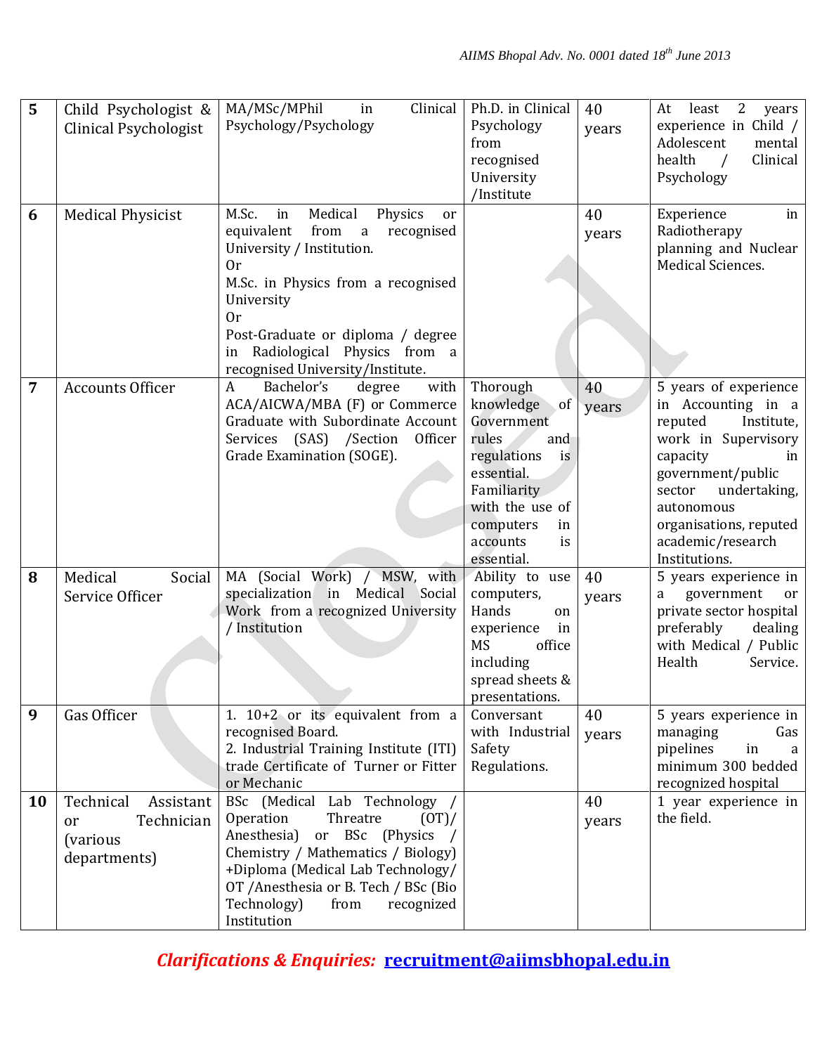| 5 | Child Psychologist & Clinical Psychologist | MA/MSc/MPhil in Clinical Psychology/Psychology | Ph.D. in Clinical Psychology from recognised University /Institute | 40 years | At least 2 years experience in Child / Adolescent mental health / Clinical Psychology |
|---|---|---|---|---|---|
| 6 | Medical Physicist | M.Sc. in Medical Physics or equivalent from a recognised University / Institution.<br>Or<br>M.Sc. in Physics from a recognised University<br>Or<br>Post-Graduate or diploma / degree in Radiological Physics from a recognised University/Institute. | | 40 years | Experience in Radiotherapy planning and Nuclear Medical Sciences. |
| 7 | Accounts Officer | A Bachelor's degree with ACA/AICWA/MBA (F) or Commerce Graduate with Subordinate Account Services (SAS) /Section Officer Grade Examination (SOGE). | Thorough knowledge of Government rules and regulations is essential. Familiarity with the use of computers in accounts is essential. | 40 years | 5 years of experience in Accounting in a reputed Institute, work in Supervisory capacity in government/public sector undertaking, autonomous organisations, reputed academic/research Institutions. |
| 8 | Medical Social Service Officer | MA (Social Work) / MSW, with specialization in Medical Social Work from a recognized University / Institution | Ability to use computers, Hands on experience in MS office including spread sheets & presentations. | 40 years | 5 years experience in a government or private sector hospital preferably dealing with Medical / Public Health Service. |
| 9 | Gas Officer | 1. 10+2 or its equivalent from a recognised Board.<br>2. Industrial Training Institute (ITI) trade Certificate of Turner or Fitter or Mechanic | Conversant with Industrial Safety Regulations. | 40 years | 5 years experience in managing Gas pipelines in a minimum 300 bedded recognized hospital |
| 10 | Technical Assistant or Technician (various departments) | BSc (Medical Lab Technology / Operation Threatre (OT)/ Anesthesia) or BSc (Physics / Chemistry / Mathematics / Biology) +Diploma (Medical Lab Technology/ OT /Anesthesia or B. Tech / BSc (Bio Technology) from recognized Institution | | 40 years | 1 year experience in the field. |

***Clarifications & Enquiries:*** **recruitment@aiimsbhopal.edu.in**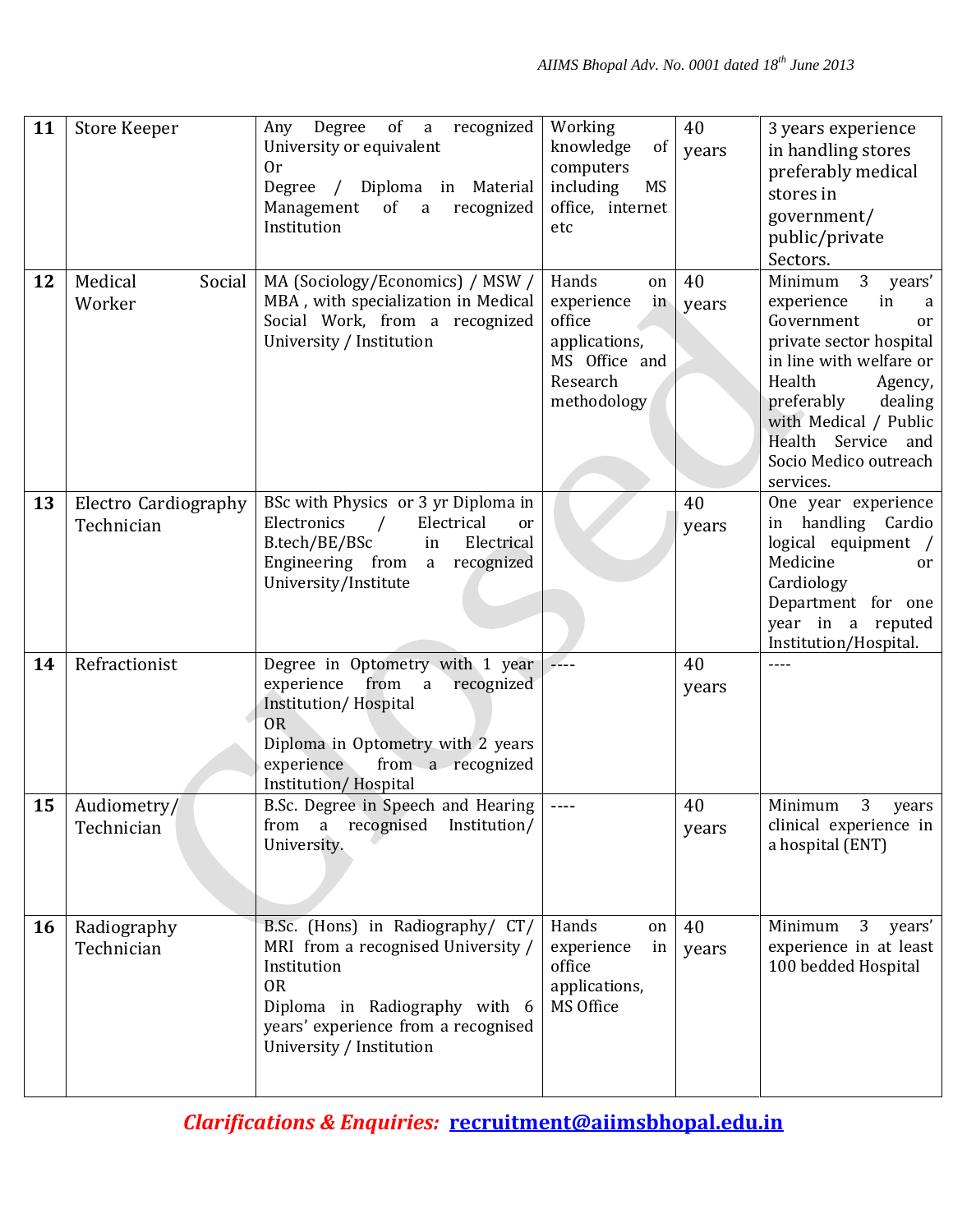| 11 | Store Keeper | Any Degree of a recognized University or equivalent<br>Or<br>Degree / Diploma in Material Management of a recognized Institution | Working knowledge of computers including MS office, internet etc | 40 years | 3 years experience in handling stores preferably medical stores in government/ public/private Sectors. |
|---|---|---|---|---|---|
| 12 | Medical Social Worker | MA (Sociology/Economics) / MSW / MBA , with specialization in Medical Social Work, from a recognized University / Institution | Hands on experience in office applications, MS Office and Research methodology | 40 years | Minimum 3 years' experience in a Government or private sector hospital in line with welfare or Health Agency, preferably dealing with Medical / Public Health Service and Socio Medico outreach services. |
| 13 | Electro Cardiography Technician | BSc with Physics or 3 yr Diploma in Electronics / Electrical or B.tech/BE/BSc in Electrical Engineering from a recognized University/Institute | | 40 years | One year experience in handling Cardio logical equipment / Medicine or Cardiology Department for one year in a reputed Institution/Hospital. |
| 14 | Refractionist | Degree in Optometry with 1 year experience from a recognized Institution/ Hospital<br>OR<br>Diploma in Optometry with 2 years experience from a recognized Institution/ Hospital | ---- | 40 years | ---- |
| 15 | Audiometry/ Technician | B.Sc. Degree in Speech and Hearing from a recognised Institution/ University. | ---- | 40 years | Minimum 3 years clinical experience in a hospital (ENT) |
| 16 | Radiography Technician | B.Sc. (Hons) in Radiography/ CT/ MRI from a recognised University / Institution<br>OR<br>Diploma in Radiography with 6 years' experience from a recognised University / Institution | Hands on experience in office applications, MS Office | 40 years | Minimum 3 years' experience in at least 100 bedded Hospital |

***Clarifications & Enquiries:*** **recruitment@aiimsbhopal.edu.in**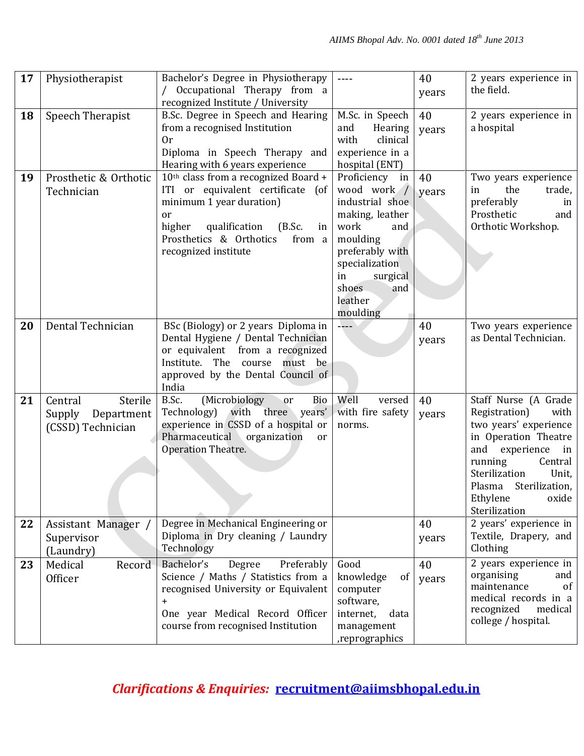| 17 | Physiotherapist | Bachelor's Degree in Physiotherapy / Occupational Therapy from a recognized Institute / University | ---- | 40 years | 2 years experience in the field. |
|---|---|---|---|---|---|
| 18 | Speech Therapist | B.Sc. Degree in Speech and Hearing from a recognised Institution<br>Or<br>Diploma in Speech Therapy and Hearing with 6 years experience | M.Sc. in Speech and Hearing with clinical experience in a hospital (ENT) | 40 years | 2 years experience in a hospital |
| 19 | Prosthetic & Orthotic Technician | 10th class from a recognized Board + ITI or equivalent certificate (of minimum 1 year duration)<br>or<br>higher qualification (B.Sc. in Prosthetics & Orthotics from a recognized institute | Proficiency in wood work / industrial shoe making, leather work and moulding preferably with specialization in surgical shoes and leather moulding | 40 years | Two years experience in the trade, preferably in Prosthetic and Orthotic Workshop. |
| 20 | Dental Technician | BSc (Biology) or 2 years Diploma in Dental Hygiene / Dental Technician or equivalent from a recognized Institute. The course must be approved by the Dental Council of India | ---- | 40 years | Two years experience as Dental Technician. |
| 21 | Central Sterile Supply Department (CSSD) Technician | B.Sc. (Microbiology or Bio Technology) with three years' experience in CSSD of a hospital or Pharmaceutical organization or Operation Theatre. | Well versed with fire safety norms. | 40 years | Staff Nurse (A Grade Registration) with two years' experience in Operation Theatre and experience in running Central Sterilization Unit, Plasma Sterilization, Ethylene oxide Sterilization |
| 22 | Assistant Manager / Supervisor (Laundry) | Degree in Mechanical Engineering or Diploma in Dry cleaning / Laundry Technology | | 40 years | 2 years' experience in Textile, Drapery, and Clothing |
| 23 | Medical Record Officer | Bachelor's Degree Preferably Science / Maths / Statistics from a recognised University or Equivalent<br>+<br>One year Medical Record Officer course from recognised Institution | Good knowledge of computer software, internet, data management ,reprographics | 40 years | 2 years experience in organising and maintenance of medical records in a recognized medical college / hospital. |

***Clarifications & Enquiries:*** **recruitment@aiimsbhopal.edu.in**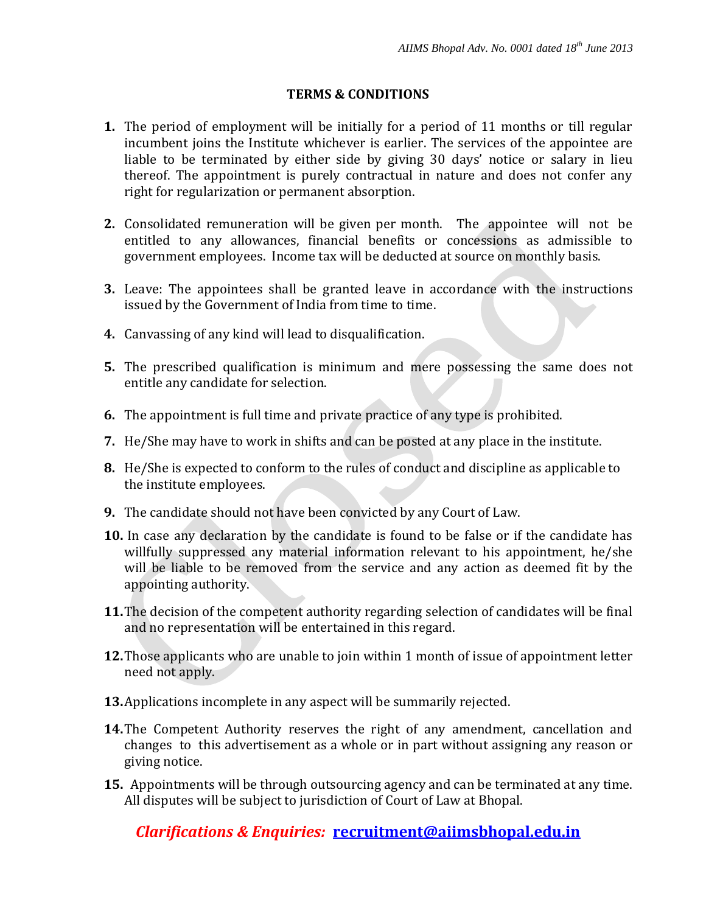## TERMS & CONDITIONS

1. The period of employment will be initially for a period of 11 months or till regular incumbent joins the Institute whichever is earlier. The services of the appointee are liable to be terminated by either side by giving 30 days' notice or salary in lieu thereof. The appointment is purely contractual in nature and does not confer any right for regularization or permanent absorption.

2. Consolidated remuneration will be given per month. The appointee will not be entitled to any allowances, financial benefits or concessions as admissible to government employees. Income tax will be deducted at source on monthly basis.

3. Leave: The appointees shall be granted leave in accordance with the instructions issued by the Government of India from time to time.

4. Canvassing of any kind will lead to disqualification.

5. The prescribed qualification is minimum and mere possessing the same does not entitle any candidate for selection.

6. The appointment is full time and private practice of any type is prohibited.

7. He/She may have to work in shifts and can be posted at any place in the institute.

8. He/She is expected to conform to the rules of conduct and discipline as applicable to the institute employees.

9. The candidate should not have been convicted by any Court of Law.

10. In case any declaration by the candidate is found to be false or if the candidate has willfully suppressed any material information relevant to his appointment, he/she will be liable to be removed from the service and any action as deemed fit by the appointing authority.

11. The decision of the competent authority regarding selection of candidates will be final and no representation will be entertained in this regard.

12. Those applicants who are unable to join within 1 month of issue of appointment letter need not apply.

13. Applications incomplete in any aspect will be summarily rejected.

14. The Competent Authority reserves the right of any amendment, cancellation and changes to this advertisement as a whole or in part without assigning any reason or giving notice.

15. Appointments will be through outsourcing agency and can be terminated at any time. All disputes will be subject to jurisdiction of Court of Law at Bhopal.

***Clarifications & Enquiries:*** **recruitment@aiimsbhopal.edu.in**